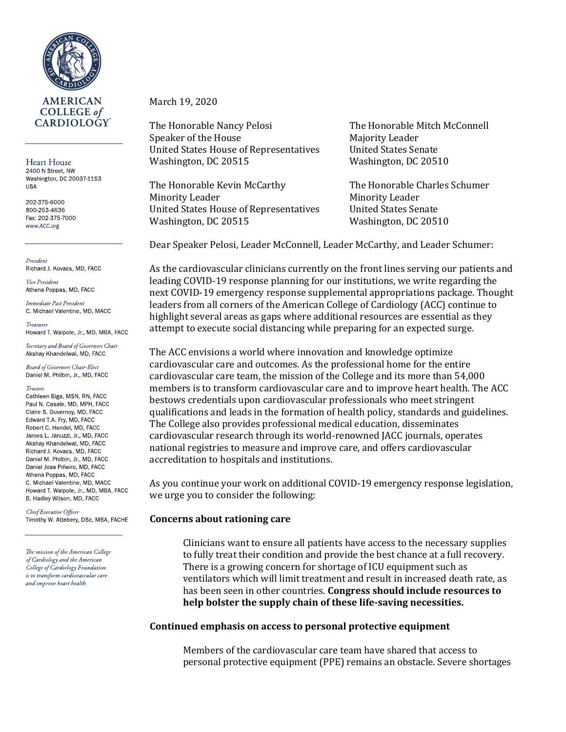**AMERICAN COLLEGE of CARDIOLOGY**

Heart House
2400 N Street, NW
Washington, DC 20037-1153
USA

202-375-6000
800-253-4636
Fax: 202-375-7000
www.ACC.org

*President*
Richard J. Kovacs, MD, FACC

*Vice President*
Athena Poppas, MD, FACC

*Immediate Past President*
C. Michael Valentine, MD, MACC

*Treasurer*
Howard T. Walpole, Jr., MD, MBA, FACC

*Secretary and Board of Governors Chair*
Akshay Khandelwal, MD, FACC

*Board of Governors Chair-Elect*
Daniel M. Philbin, Jr., MD, FACC

*Trustees*
Cathleen Biga, MSN, RN, FACC
Paul N. Casale, MD, MPH, FACC
Claire S. Duvernoy, MD, FACC
Edward T.A. Fry, MD, FACC
Robert C. Hendel, MD, FACC
James L. Januzzi, Jr., MD, FACC
Akshay Khandelwal, MD, FACC
Richard J. Kovacs, MD, FACC
Daniel M. Philbin, Jr., MD, FACC
Daniel Jose Piñeiro, MD, FACC
Athena Poppas, MD, FACC
C. Michael Valentine, MD, MACC
Howard T. Walpole, Jr., MD, MBA, FACC
B. Hadley Wilson, MD, FACC

*Chief Executive Officer*
Timothy W. Attebery, DSc, MBA, FACHE

*The mission of the American College of Cardiology and the American College of Cardiology Foundation is to transform cardiovascular care and improve heart health.*

March 19, 2020

The Honorable Nancy Pelosi
Speaker of the House
United States House of Representatives
Washington, DC 20515

The Honorable Mitch McConnell
Majority Leader
United States Senate
Washington, DC 20510

The Honorable Kevin McCarthy
Minority Leader
United States House of Representatives
Washington, DC 20515

The Honorable Charles Schumer
Minority Leader
United States Senate
Washington, DC 20510

Dear Speaker Pelosi, Leader McConnell, Leader McCarthy, and Leader Schumer:

As the cardiovascular clinicians currently on the front lines serving our patients and leading COVID-19 response planning for our institutions, we write regarding the next COVID-19 emergency response supplemental appropriations package. Thought leaders from all corners of the American College of Cardiology (ACC) continue to highlight several areas as gaps where additional resources are essential as they attempt to execute social distancing while preparing for an expected surge.

The ACC envisions a world where innovation and knowledge optimize cardiovascular care and outcomes. As the professional home for the entire cardiovascular care team, the mission of the College and its more than 54,000 members is to transform cardiovascular care and to improve heart health. The ACC bestows credentials upon cardiovascular professionals who meet stringent qualifications and leads in the formation of health policy, standards and guidelines. The College also provides professional medical education, disseminates cardiovascular research through its world-renowned JACC journals, operates national registries to measure and improve care, and offers cardiovascular accreditation to hospitals and institutions.

As you continue your work on additional COVID-19 emergency response legislation, we urge you to consider the following:

**Concerns about rationing care**

Clinicians want to ensure all patients have access to the necessary supplies to fully treat their condition and provide the best chance at a full recovery. There is a growing concern for shortage of ICU equipment such as ventilators which will limit treatment and result in increased death rate, as has been seen in other countries. **Congress should include resources to help bolster the supply chain of these life-saving necessities.**

**Continued emphasis on access to personal protective equipment**

Members of the cardiovascular care team have shared that access to personal protective equipment (PPE) remains an obstacle. Severe shortages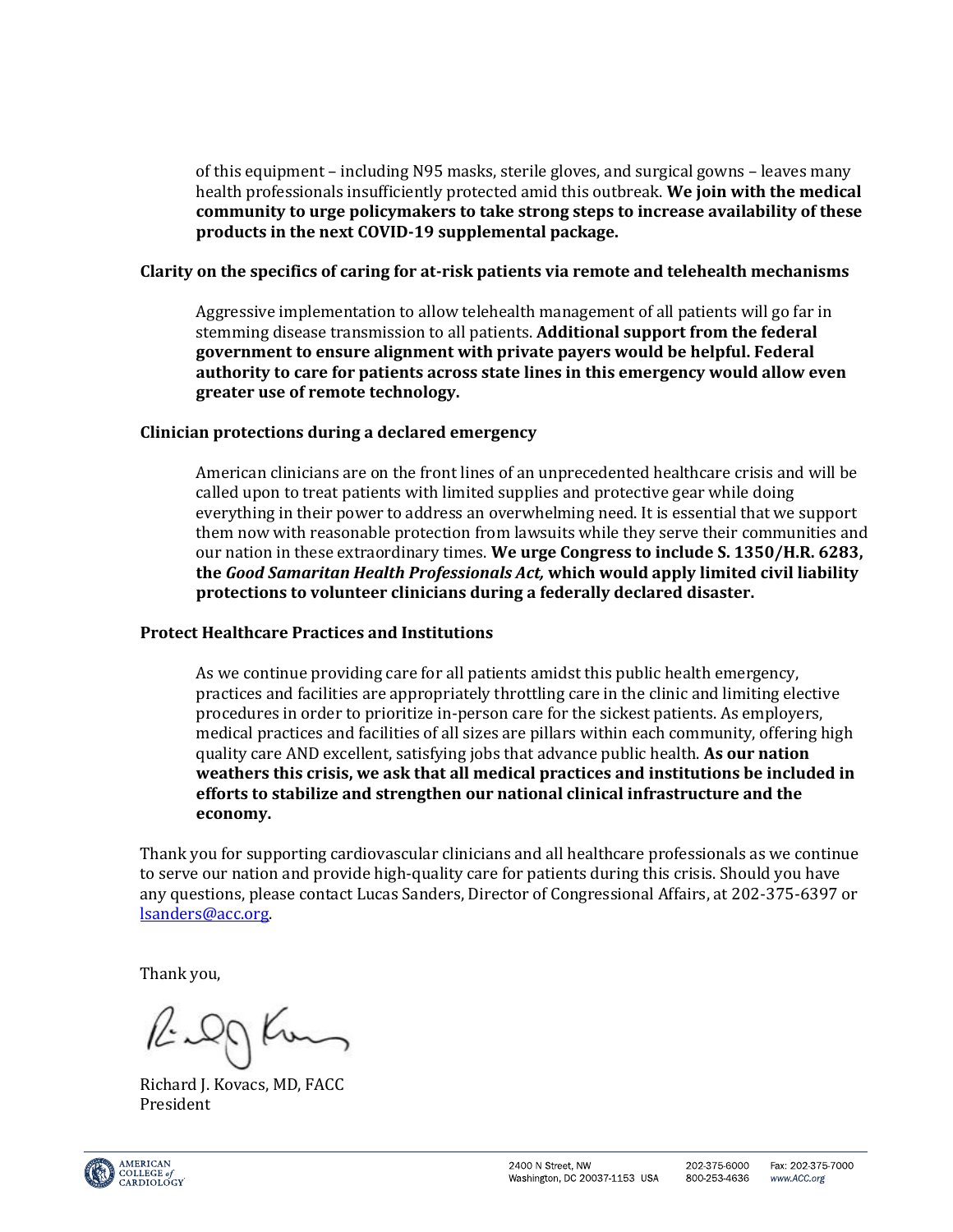of this equipment – including N95 masks, sterile gloves, and surgical gowns – leaves many health professionals insufficiently protected amid this outbreak. **We join with the medical community to urge policymakers to take strong steps to increase availability of these products in the next COVID-19 supplemental package.**

**Clarity on the specifics of caring for at-risk patients via remote and telehealth mechanisms**

Aggressive implementation to allow telehealth management of all patients will go far in stemming disease transmission to all patients. **Additional support from the federal government to ensure alignment with private payers would be helpful. Federal authority to care for patients across state lines in this emergency would allow even greater use of remote technology.**

**Clinician protections during a declared emergency**

American clinicians are on the front lines of an unprecedented healthcare crisis and will be called upon to treat patients with limited supplies and protective gear while doing everything in their power to address an overwhelming need. It is essential that we support them now with reasonable protection from lawsuits while they serve their communities and our nation in these extraordinary times. **We urge Congress to include S. 1350/H.R. 6283, the *Good Samaritan Health Professionals Act,* which would apply limited civil liability protections to volunteer clinicians during a federally declared disaster.**

**Protect Healthcare Practices and Institutions**

As we continue providing care for all patients amidst this public health emergency, practices and facilities are appropriately throttling care in the clinic and limiting elective procedures in order to prioritize in-person care for the sickest patients. As employers, medical practices and facilities of all sizes are pillars within each community, offering high quality care AND excellent, satisfying jobs that advance public health. **As our nation weathers this crisis, we ask that all medical practices and institutions be included in efforts to stabilize and strengthen our national clinical infrastructure and the economy.**

Thank you for supporting cardiovascular clinicians and all healthcare professionals as we continue to serve our nation and provide high-quality care for patients during this crisis. Should you have any questions, please contact Lucas Sanders, Director of Congressional Affairs, at 202-375-6397 or lsanders@acc.org.

Thank you,

Richard J. Kovacs, MD, FACC
President

AMERICAN COLLEGE of CARDIOLOGY

2400 N Street, NW
Washington, DC 20037-1153 USA

202-375-6000
800-253-4636

Fax: 202-375-7000
www.ACC.org